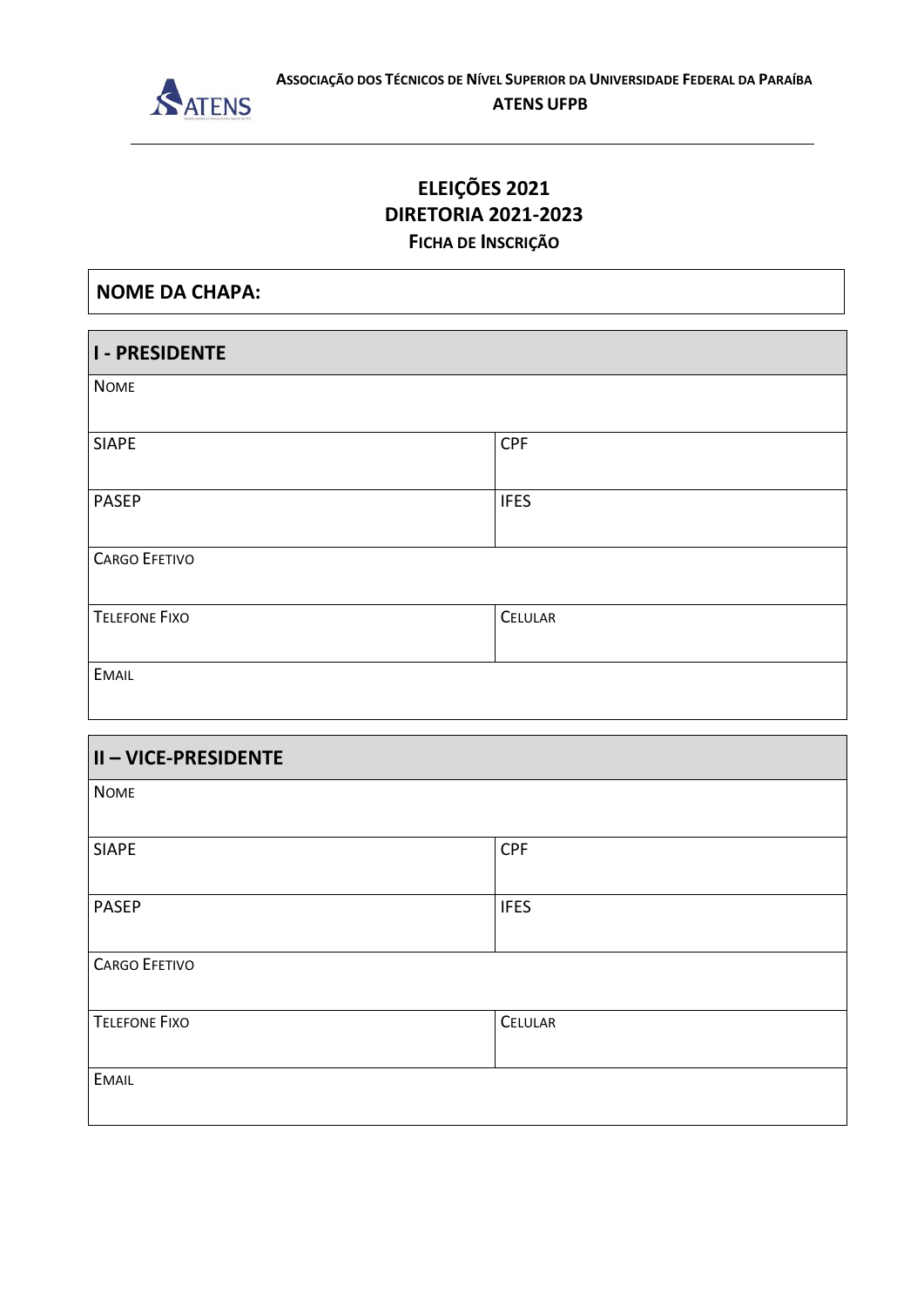**Associação dos Técnicos de Nível Superior da Universidade Federal da Paraíba**

**ATENS UFPB**

# ELEIÇÕES 2021
# DIRETORIA 2021-2023
## Ficha de Inscrição

| **NOME DA CHAPA:** |
|---|

| **I - PRESIDENTE** | |
|---|---|
| Nome | |
| SIAPE | CPF |
| PASEP | IFES |
| Cargo Efetivo | |
| Telefone Fixo | Celular |
| Email | |

| **II – VICE-PRESIDENTE** | |
|---|---|
| Nome | |
| SIAPE | CPF |
| PASEP | IFES |
| Cargo Efetivo | |
| Telefone Fixo | Celular |
| Email | |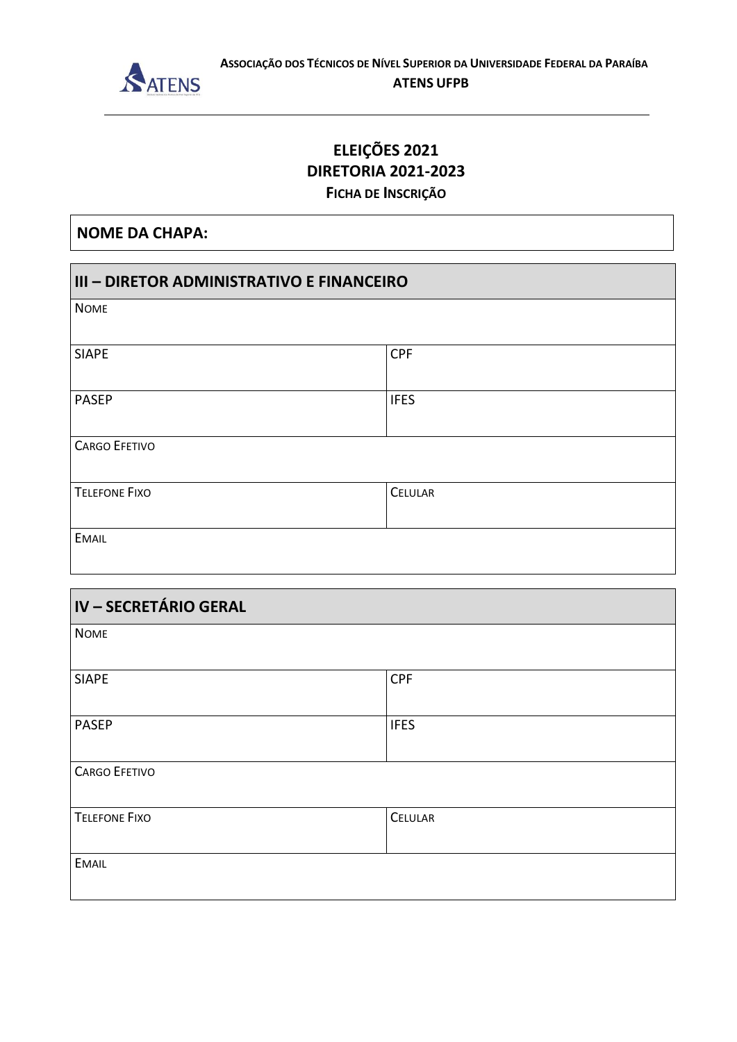**Associação dos Técnicos de Nível Superior da Universidade Federal da Paraíba**

**ATENS UFPB**

## ELEIÇÕES 2021
## DIRETORIA 2021-2023
### Ficha de Inscrição

| **NOME DA CHAPA:** |
|---|

| **III – DIRETOR ADMINISTRATIVO E FINANCEIRO** | |
|---|---|
| Nome | |
| SIAPE | CPF |
| PASEP | IFES |
| Cargo Efetivo | |
| Telefone Fixo | Celular |
| Email | |

| **IV – SECRETÁRIO GERAL** | |
|---|---|
| Nome | |
| SIAPE | CPF |
| PASEP | IFES |
| Cargo Efetivo | |
| Telefone Fixo | Celular |
| Email | |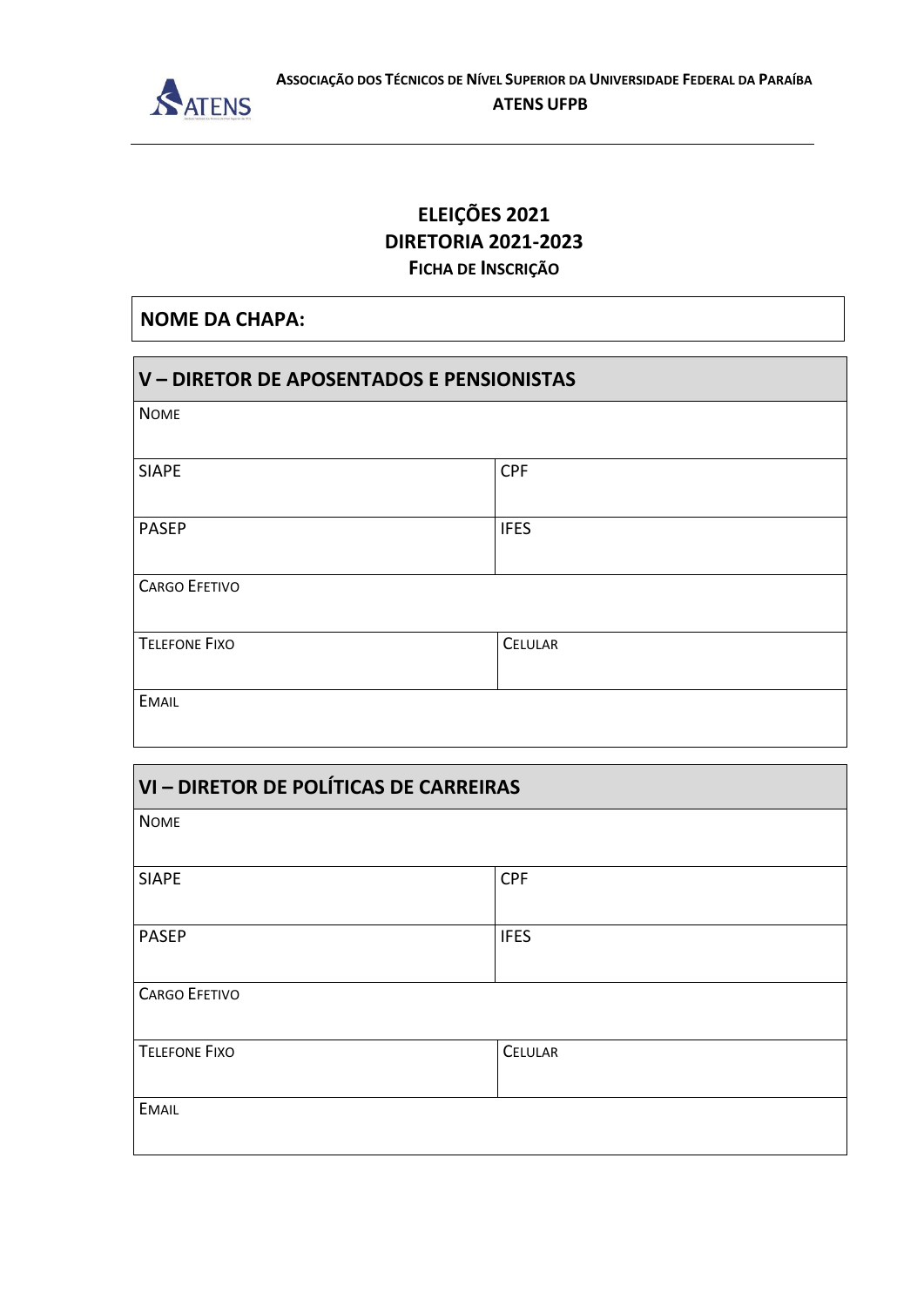**ASSOCIAÇÃO DOS TÉCNICOS DE NÍVEL SUPERIOR DA UNIVERSIDADE FEDERAL DA PARAÍBA**
**ATENS UFPB**

---

# ELEIÇÕES 2021
## DIRETORIA 2021-2023
### FICHA DE INSCRIÇÃO

| **NOME DA CHAPA:** |
|---|

| **V – DIRETOR DE APOSENTADOS E PENSIONISTAS** | |
|---|---|
| NOME | |
| SIAPE | CPF |
| PASEP | IFES |
| CARGO EFETIVO | |
| TELEFONE FIXO | CELULAR |
| EMAIL | |

| **VI – DIRETOR DE POLÍTICAS DE CARREIRAS** | |
|---|---|
| NOME | |
| SIAPE | CPF |
| PASEP | IFES |
| CARGO EFETIVO | |
| TELEFONE FIXO | CELULAR |
| EMAIL | |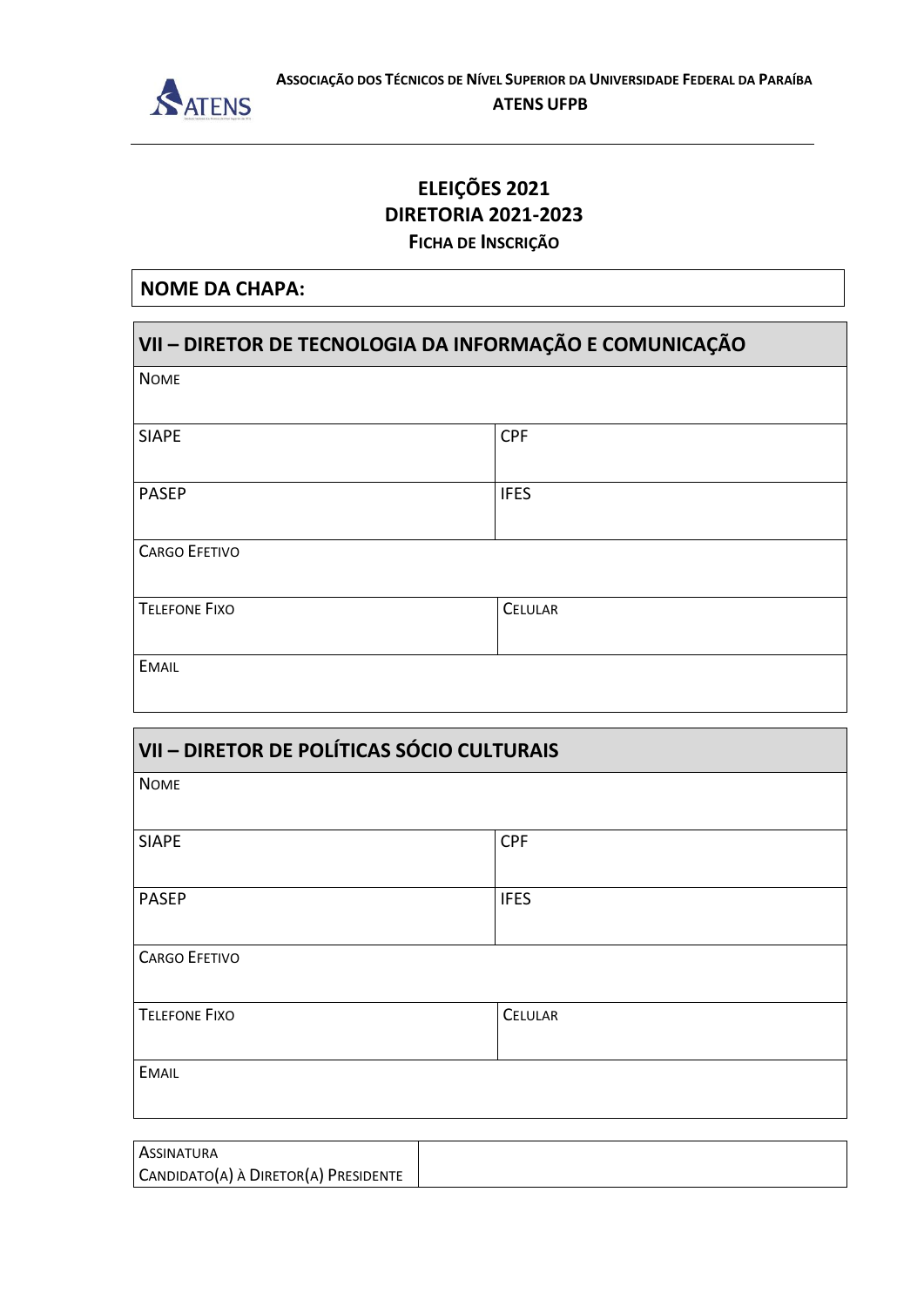**ASSOCIAÇÃO DOS TÉCNICOS DE NÍVEL SUPERIOR DA UNIVERSIDADE FEDERAL DA PARAÍBA**

**ATENS UFPB**

## ELEIÇÕES 2021
## DIRETORIA 2021-2023
### FICHA DE INSCRIÇÃO

| **NOME DA CHAPA:** |
|---|

| **VII – DIRETOR DE TECNOLOGIA DA INFORMAÇÃO E COMUNICAÇÃO** | |
|---|---|
| NOME | |
| SIAPE | CPF |
| PASEP | IFES |
| CARGO EFETIVO | |
| TELEFONE FIXO | CELULAR |
| EMAIL | |

| **VII – DIRETOR DE POLÍTICAS SÓCIO CULTURAIS** | |
|---|---|
| NOME | |
| SIAPE | CPF |
| PASEP | IFES |
| CARGO EFETIVO | |
| TELEFONE FIXO | CELULAR |
| EMAIL | |

| | |
|---|---|
| ASSINATURA CANDIDATO(A) À DIRETOR(A) PRESIDENTE | |